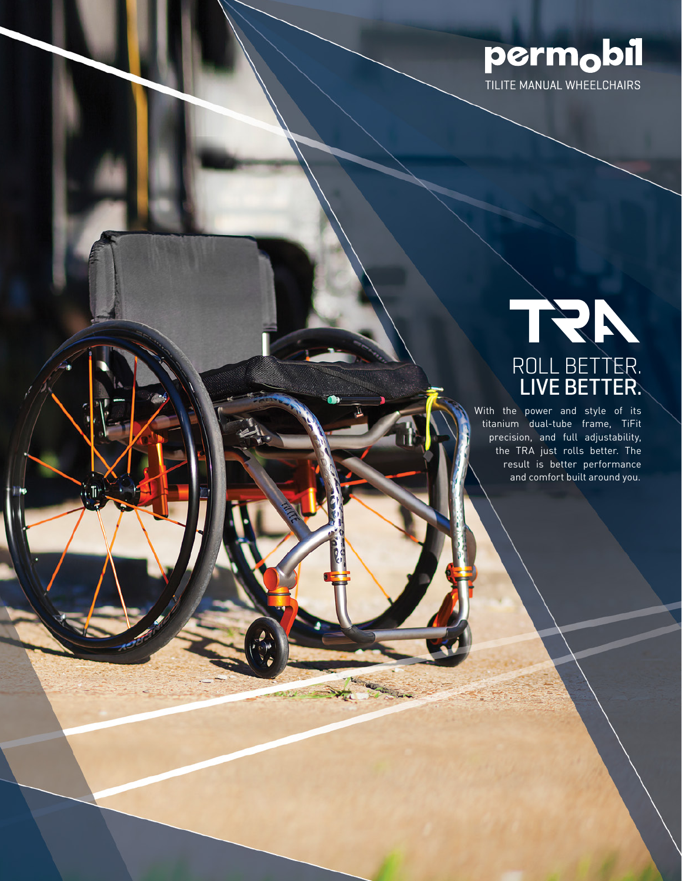permobil

TILITE MANUAL WHEELCHAIRS

# TRA

## ROLL BETTER.
## LIVE BETTER.

With the power and style of its titanium dual-tube frame, TiFit precision, and full adjustability, the TRA just rolls better. The result is better performance and comfort built around you.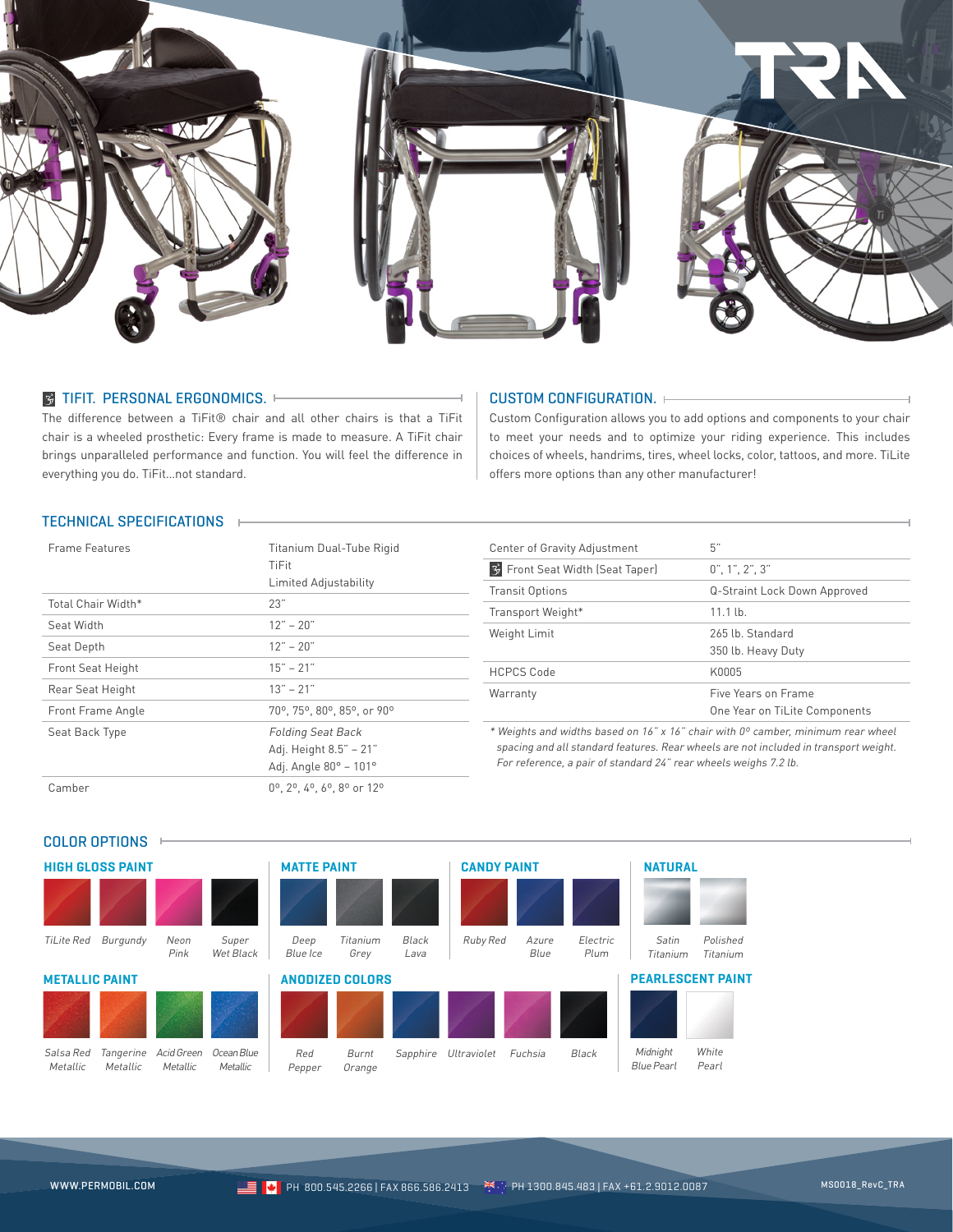## TIFIT. PERSONAL ERGONOMICS.

The difference between a TiFit® chair and all other chairs is that a TiFit chair is a wheeled prosthetic: Every frame is made to measure. A TiFit chair brings unparalleled performance and function. You will feel the difference in everything you do. TiFit...not standard.

## CUSTOM CONFIGURATION.

Custom Configuration allows you to add options and components to your chair to meet your needs and to optimize your riding experience. This includes choices of wheels, handrims, tires, wheel locks, color, tattoos, and more. TiLite offers more options than any other manufacturer!

## TECHNICAL SPECIFICATIONS

| | |
|---|---|
| Frame Features | Titanium Dual-Tube Rigid<br>TiFit<br>Limited Adjustability |
| Total Chair Width* | 23" |
| Seat Width | 12" – 20" |
| Seat Depth | 12" – 20" |
| Front Seat Height | 15" – 21" |
| Rear Seat Height | 13" – 21" |
| Front Frame Angle | 70°, 75°, 80°, 85°, or 90° |
| Seat Back Type | *Folding Seat Back*<br>Adj. Height 8.5" – 21"<br>Adj. Angle 80° – 101° |
| Camber | 0°, 2°, 4°, 6°, 8° or 12° |

| | |
|---|---|
| Center of Gravity Adjustment | 5" |
| Front Seat Width (Seat Taper) | 0", 1", 2", 3" |
| Transit Options | Q-Straint Lock Down Approved |
| Transport Weight* | 11.1 lb. |
| Weight Limit | 265 lb. Standard<br>350 lb. Heavy Duty |
| HCPCS Code | K0005 |
| Warranty | Five Years on Frame<br>One Year on TiLite Components |

*\* Weights and widths based on 16" x 16" chair with 0° camber, minimum rear wheel spacing and all standard features. Rear wheels are not included in transport weight. For reference, a pair of standard 24" rear wheels weighs 7.2 lb.*

## COLOR OPTIONS

### HIGH GLOSS PAINT

*TiLite Red, Burgundy, Neon Pink, Super Wet Black*

### MATTE PAINT

*Deep Blue Ice, Titanium Grey, Black Lava*

### CANDY PAINT

*Ruby Red, Azure Blue, Electric Plum*

### NATURAL

*Satin Titanium, Polished Titanium*

### METALLIC PAINT

*Salsa Red Metallic, Tangerine Metallic, Acid Green Metallic, Ocean Blue Metallic*

### ANODIZED COLORS

*Red Pepper, Burnt Orange, Sapphire, Ultraviolet, Fuchsia, Black*

### PEARLESCENT PAINT

*Midnight Blue Pearl, White Pearl*

WWW.PERMOBIL.COM | PH 800.545.2266 | FAX 866.586.2413 | PH 1300.845.483 | FAX +61.2.9012.0087

MS0018_RevC_TRA